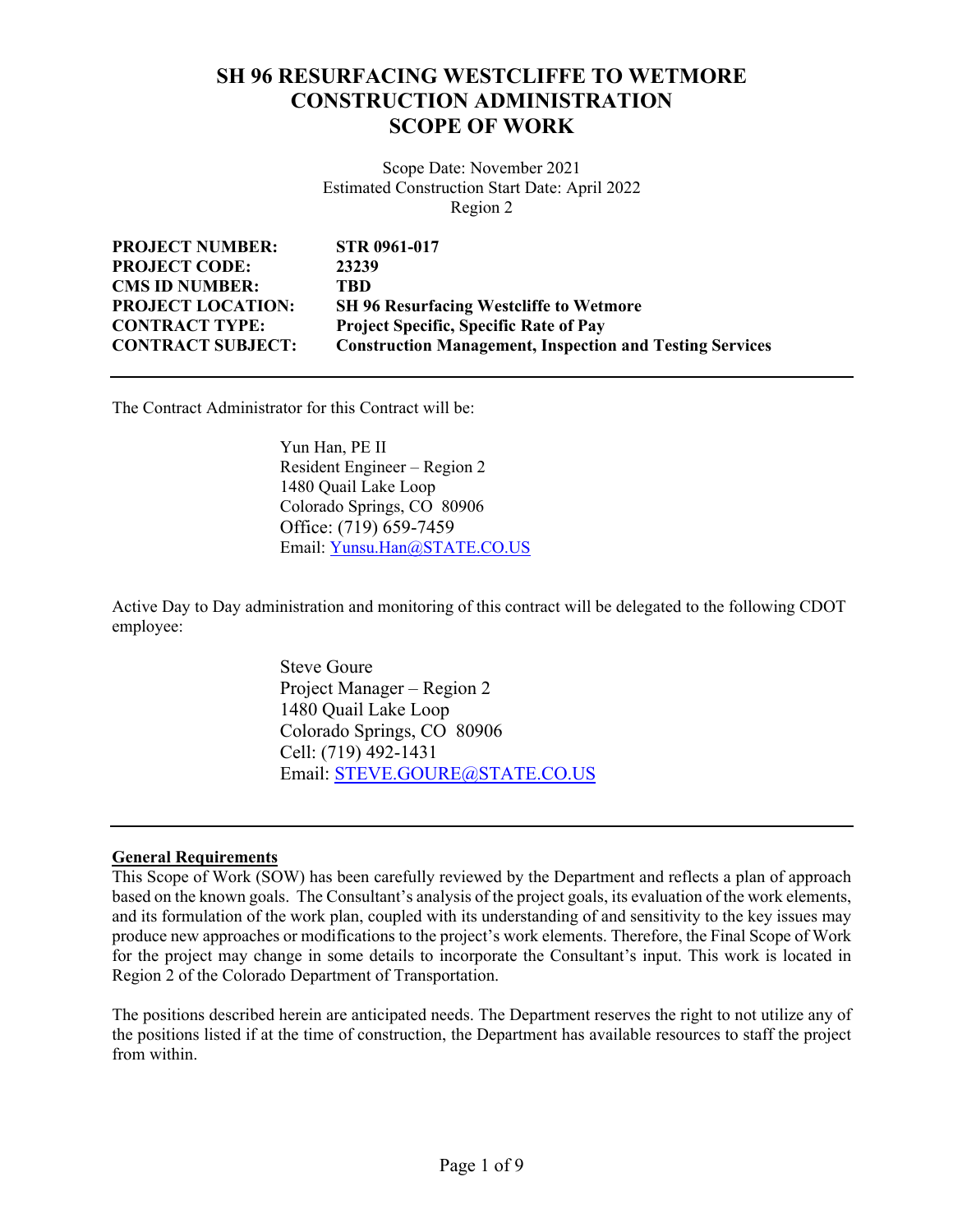# SH 96 RESURFACING WESTCLIFFE TO WETMORE CONSTRUCTION ADMINISTRATION SCOPE OF WORK

Scope Date: November 2021
Estimated Construction Start Date: April 2022
Region 2

| | |
|---|---|
| **PROJECT NUMBER:** | **STR 0961-017** |
| **PROJECT CODE:** | **23239** |
| **CMS ID NUMBER:** | **TBD** |
| **PROJECT LOCATION:** | **SH 96 Resurfacing Westcliffe to Wetmore** |
| **CONTRACT TYPE:** | **Project Specific, Specific Rate of Pay** |
| **CONTRACT SUBJECT:** | **Construction Management, Inspection and Testing Services** |

---

The Contract Administrator for this Contract will be:

Yun Han, PE II
Resident Engineer – Region 2
1480 Quail Lake Loop
Colorado Springs, CO 80906
Office: (719) 659-7459
Email: Yunsu.Han@STATE.CO.US

Active Day to Day administration and monitoring of this contract will be delegated to the following CDOT employee:

Steve Goure
Project Manager – Region 2
1480 Quail Lake Loop
Colorado Springs, CO 80906
Cell: (719) 492-1431
Email: STEVE.GOURE@STATE.CO.US

---

**General Requirements**

This Scope of Work (SOW) has been carefully reviewed by the Department and reflects a plan of approach based on the known goals. The Consultant's analysis of the project goals, its evaluation of the work elements, and its formulation of the work plan, coupled with its understanding of and sensitivity to the key issues may produce new approaches or modifications to the project's work elements. Therefore, the Final Scope of Work for the project may change in some details to incorporate the Consultant's input. This work is located in Region 2 of the Colorado Department of Transportation.

The positions described herein are anticipated needs. The Department reserves the right to not utilize any of the positions listed if at the time of construction, the Department has available resources to staff the project from within.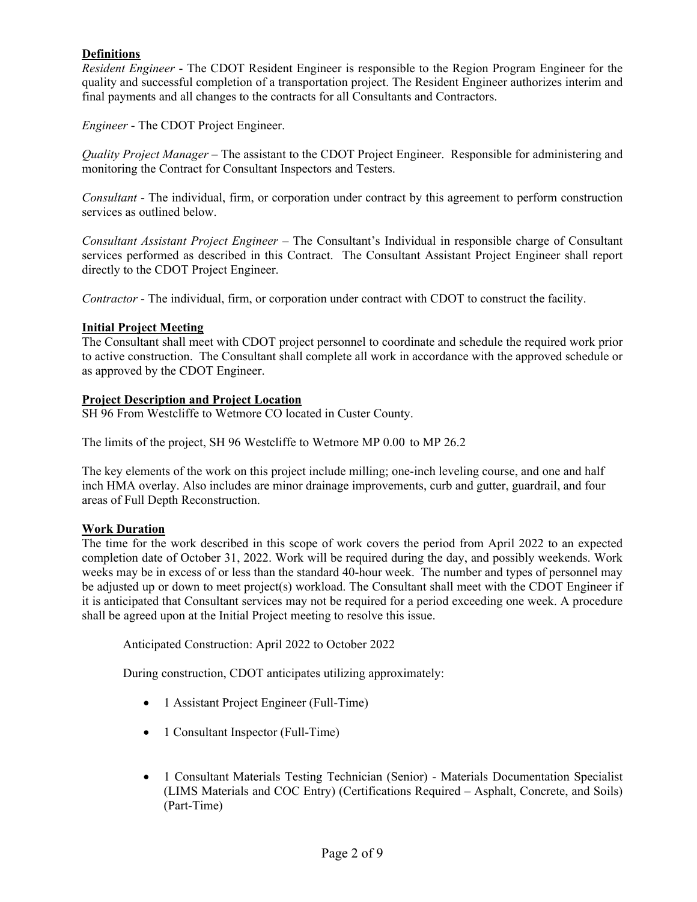## Definitions

*Resident Engineer* - The CDOT Resident Engineer is responsible to the Region Program Engineer for the quality and successful completion of a transportation project. The Resident Engineer authorizes interim and final payments and all changes to the contracts for all Consultants and Contractors.

*Engineer* - The CDOT Project Engineer.

*Quality Project Manager* – The assistant to the CDOT Project Engineer. Responsible for administering and monitoring the Contract for Consultant Inspectors and Testers.

*Consultant* - The individual, firm, or corporation under contract by this agreement to perform construction services as outlined below.

*Consultant Assistant Project Engineer* – The Consultant's Individual in responsible charge of Consultant services performed as described in this Contract. The Consultant Assistant Project Engineer shall report directly to the CDOT Project Engineer.

*Contractor* - The individual, firm, or corporation under contract with CDOT to construct the facility.

## Initial Project Meeting

The Consultant shall meet with CDOT project personnel to coordinate and schedule the required work prior to active construction. The Consultant shall complete all work in accordance with the approved schedule or as approved by the CDOT Engineer.

## Project Description and Project Location

SH 96 From Westcliffe to Wetmore CO located in Custer County.

The limits of the project, SH 96 Westcliffe to Wetmore MP 0.00 to MP 26.2

The key elements of the work on this project include milling; one-inch leveling course, and one and half inch HMA overlay. Also includes are minor drainage improvements, curb and gutter, guardrail, and four areas of Full Depth Reconstruction.

## Work Duration

The time for the work described in this scope of work covers the period from April 2022 to an expected completion date of October 31, 2022. Work will be required during the day, and possibly weekends. Work weeks may be in excess of or less than the standard 40-hour week. The number and types of personnel may be adjusted up or down to meet project(s) workload. The Consultant shall meet with the CDOT Engineer if it is anticipated that Consultant services may not be required for a period exceeding one week. A procedure shall be agreed upon at the Initial Project meeting to resolve this issue.

Anticipated Construction: April 2022 to October 2022

During construction, CDOT anticipates utilizing approximately:

- 1 Assistant Project Engineer (Full-Time)
- 1 Consultant Inspector (Full-Time)
- 1 Consultant Materials Testing Technician (Senior) - Materials Documentation Specialist (LIMS Materials and COC Entry) (Certifications Required – Asphalt, Concrete, and Soils) (Part-Time)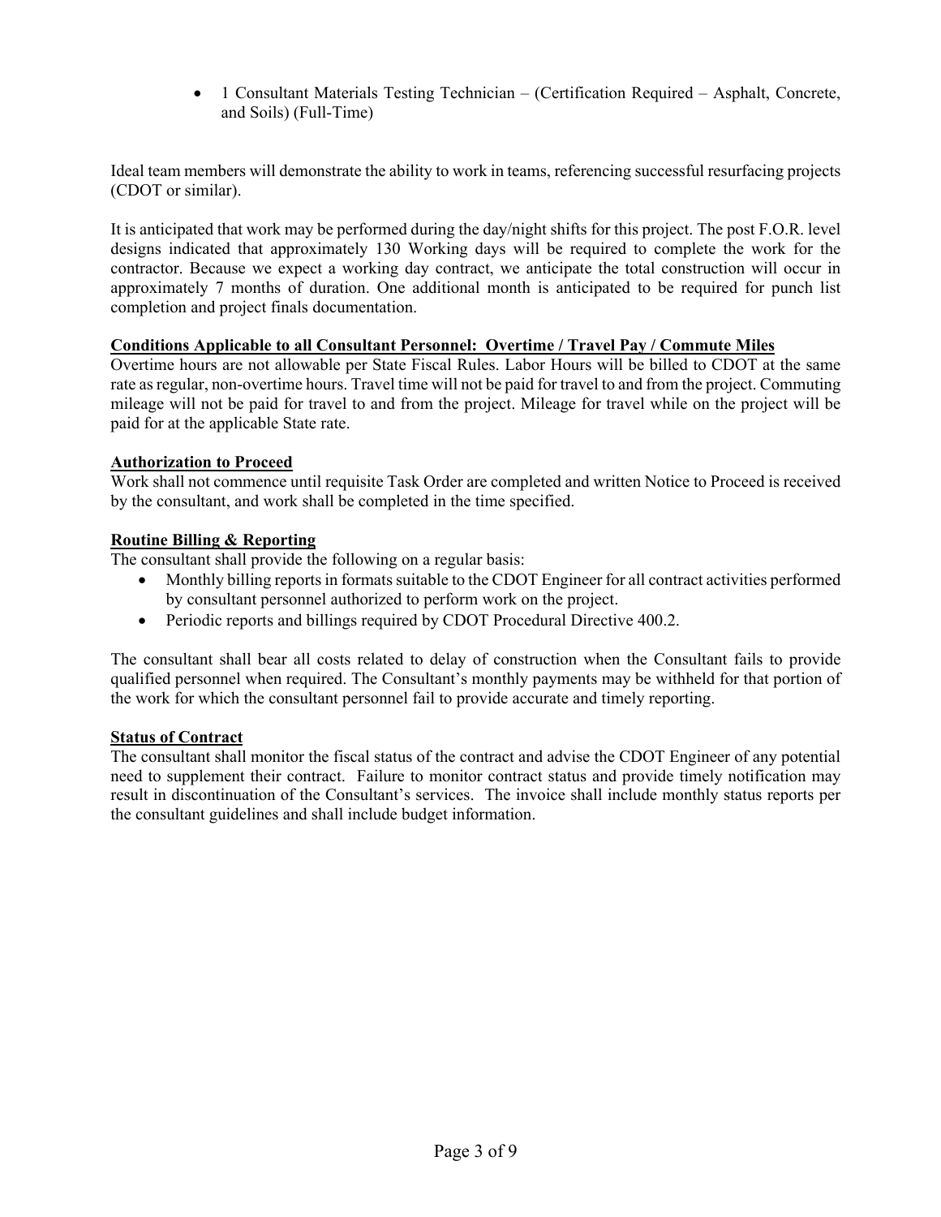- 1 Consultant Materials Testing Technician – (Certification Required – Asphalt, Concrete, and Soils) (Full-Time)

Ideal team members will demonstrate the ability to work in teams, referencing successful resurfacing projects (CDOT or similar).

It is anticipated that work may be performed during the day/night shifts for this project. The post F.O.R. level designs indicated that approximately 130 Working days will be required to complete the work for the contractor. Because we expect a working day contract, we anticipate the total construction will occur in approximately 7 months of duration. One additional month is anticipated to be required for punch list completion and project finals documentation.

**Conditions Applicable to all Consultant Personnel: Overtime / Travel Pay / Commute Miles**

Overtime hours are not allowable per State Fiscal Rules. Labor Hours will be billed to CDOT at the same rate as regular, non-overtime hours. Travel time will not be paid for travel to and from the project. Commuting mileage will not be paid for travel to and from the project. Mileage for travel while on the project will be paid for at the applicable State rate.

**Authorization to Proceed**

Work shall not commence until requisite Task Order are completed and written Notice to Proceed is received by the consultant, and work shall be completed in the time specified.

**Routine Billing & Reporting**

The consultant shall provide the following on a regular basis:

- Monthly billing reports in formats suitable to the CDOT Engineer for all contract activities performed by consultant personnel authorized to perform work on the project.
- Periodic reports and billings required by CDOT Procedural Directive 400.2.

The consultant shall bear all costs related to delay of construction when the Consultant fails to provide qualified personnel when required. The Consultant's monthly payments may be withheld for that portion of the work for which the consultant personnel fail to provide accurate and timely reporting.

**Status of Contract**

The consultant shall monitor the fiscal status of the contract and advise the CDOT Engineer of any potential need to supplement their contract. Failure to monitor contract status and provide timely notification may result in discontinuation of the Consultant's services. The invoice shall include monthly status reports per the consultant guidelines and shall include budget information.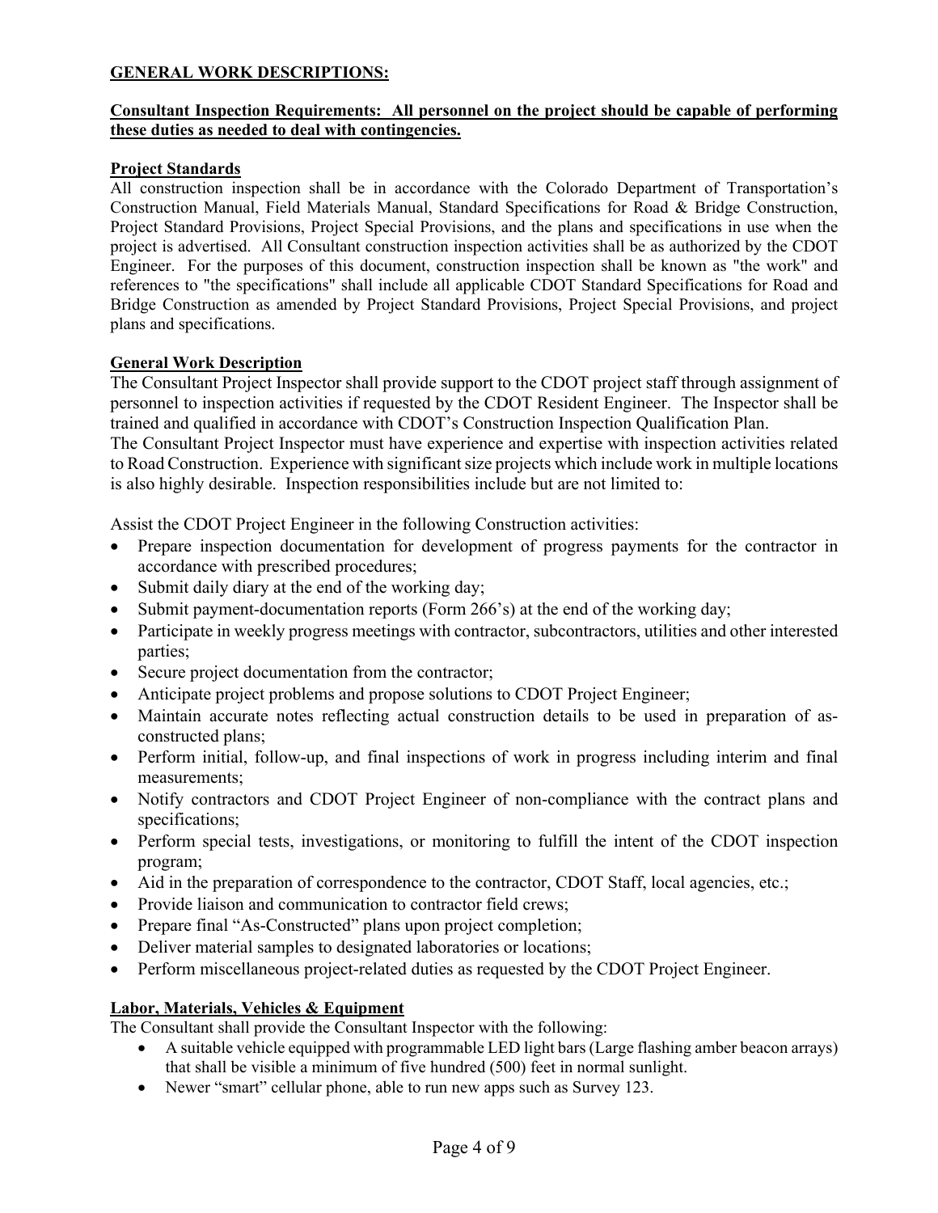**GENERAL WORK DESCRIPTIONS:**

**Consultant Inspection Requirements: All personnel on the project should be capable of performing these duties as needed to deal with contingencies.**

**Project Standards**

All construction inspection shall be in accordance with the Colorado Department of Transportation's Construction Manual, Field Materials Manual, Standard Specifications for Road & Bridge Construction, Project Standard Provisions, Project Special Provisions, and the plans and specifications in use when the project is advertised. All Consultant construction inspection activities shall be as authorized by the CDOT Engineer. For the purposes of this document, construction inspection shall be known as "the work" and references to "the specifications" shall include all applicable CDOT Standard Specifications for Road and Bridge Construction as amended by Project Standard Provisions, Project Special Provisions, and project plans and specifications.

**General Work Description**

The Consultant Project Inspector shall provide support to the CDOT project staff through assignment of personnel to inspection activities if requested by the CDOT Resident Engineer. The Inspector shall be trained and qualified in accordance with CDOT's Construction Inspection Qualification Plan.

The Consultant Project Inspector must have experience and expertise with inspection activities related to Road Construction. Experience with significant size projects which include work in multiple locations is also highly desirable. Inspection responsibilities include but are not limited to:

Assist the CDOT Project Engineer in the following Construction activities:

- Prepare inspection documentation for development of progress payments for the contractor in accordance with prescribed procedures;
- Submit daily diary at the end of the working day;
- Submit payment-documentation reports (Form 266's) at the end of the working day;
- Participate in weekly progress meetings with contractor, subcontractors, utilities and other interested parties;
- Secure project documentation from the contractor;
- Anticipate project problems and propose solutions to CDOT Project Engineer;
- Maintain accurate notes reflecting actual construction details to be used in preparation of as-constructed plans;
- Perform initial, follow-up, and final inspections of work in progress including interim and final measurements;
- Notify contractors and CDOT Project Engineer of non-compliance with the contract plans and specifications;
- Perform special tests, investigations, or monitoring to fulfill the intent of the CDOT inspection program;
- Aid in the preparation of correspondence to the contractor, CDOT Staff, local agencies, etc.;
- Provide liaison and communication to contractor field crews;
- Prepare final "As-Constructed" plans upon project completion;
- Deliver material samples to designated laboratories or locations;
- Perform miscellaneous project-related duties as requested by the CDOT Project Engineer.

**Labor, Materials, Vehicles & Equipment**

The Consultant shall provide the Consultant Inspector with the following:

- A suitable vehicle equipped with programmable LED light bars (Large flashing amber beacon arrays) that shall be visible a minimum of five hundred (500) feet in normal sunlight.
- Newer "smart" cellular phone, able to run new apps such as Survey 123.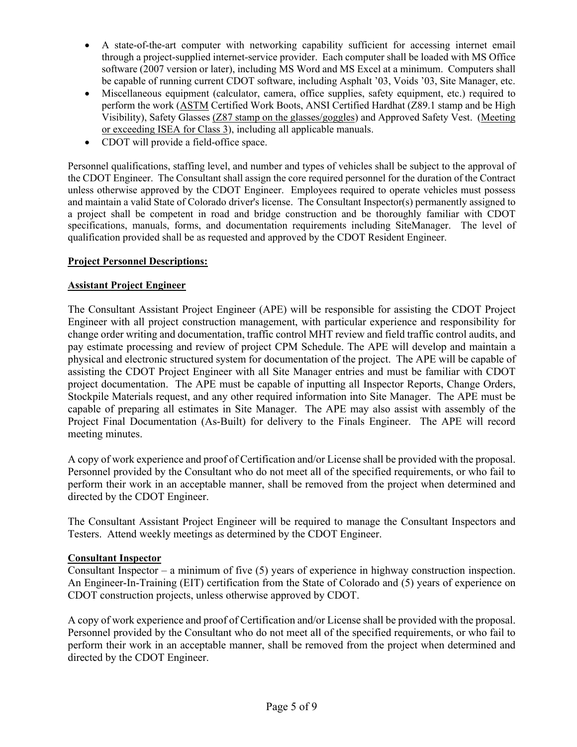- A state-of-the-art computer with networking capability sufficient for accessing internet email through a project-supplied internet-service provider. Each computer shall be loaded with MS Office software (2007 version or later), including MS Word and MS Excel at a minimum. Computers shall be capable of running current CDOT software, including Asphalt '03, Voids '03, Site Manager, etc.
- Miscellaneous equipment (calculator, camera, office supplies, safety equipment, etc.) required to perform the work (ASTM Certified Work Boots, ANSI Certified Hardhat (Z89.1 stamp and be High Visibility), Safety Glasses (Z87 stamp on the glasses/goggles) and Approved Safety Vest. (Meeting or exceeding ISEA for Class 3), including all applicable manuals.
- CDOT will provide a field-office space.

Personnel qualifications, staffing level, and number and types of vehicles shall be subject to the approval of the CDOT Engineer. The Consultant shall assign the core required personnel for the duration of the Contract unless otherwise approved by the CDOT Engineer. Employees required to operate vehicles must possess and maintain a valid State of Colorado driver's license. The Consultant Inspector(s) permanently assigned to a project shall be competent in road and bridge construction and be thoroughly familiar with CDOT specifications, manuals, forms, and documentation requirements including SiteManager. The level of qualification provided shall be as requested and approved by the CDOT Resident Engineer.

**Project Personnel Descriptions:**

**Assistant Project Engineer**

The Consultant Assistant Project Engineer (APE) will be responsible for assisting the CDOT Project Engineer with all project construction management, with particular experience and responsibility for change order writing and documentation, traffic control MHT review and field traffic control audits, and pay estimate processing and review of project CPM Schedule. The APE will develop and maintain a physical and electronic structured system for documentation of the project. The APE will be capable of assisting the CDOT Project Engineer with all Site Manager entries and must be familiar with CDOT project documentation. The APE must be capable of inputting all Inspector Reports, Change Orders, Stockpile Materials request, and any other required information into Site Manager. The APE must be capable of preparing all estimates in Site Manager. The APE may also assist with assembly of the Project Final Documentation (As-Built) for delivery to the Finals Engineer. The APE will record meeting minutes.

A copy of work experience and proof of Certification and/or License shall be provided with the proposal. Personnel provided by the Consultant who do not meet all of the specified requirements, or who fail to perform their work in an acceptable manner, shall be removed from the project when determined and directed by the CDOT Engineer.

The Consultant Assistant Project Engineer will be required to manage the Consultant Inspectors and Testers. Attend weekly meetings as determined by the CDOT Engineer.

**Consultant Inspector**

Consultant Inspector – a minimum of five (5) years of experience in highway construction inspection. An Engineer-In-Training (EIT) certification from the State of Colorado and (5) years of experience on CDOT construction projects, unless otherwise approved by CDOT.

A copy of work experience and proof of Certification and/or License shall be provided with the proposal. Personnel provided by the Consultant who do not meet all of the specified requirements, or who fail to perform their work in an acceptable manner, shall be removed from the project when determined and directed by the CDOT Engineer.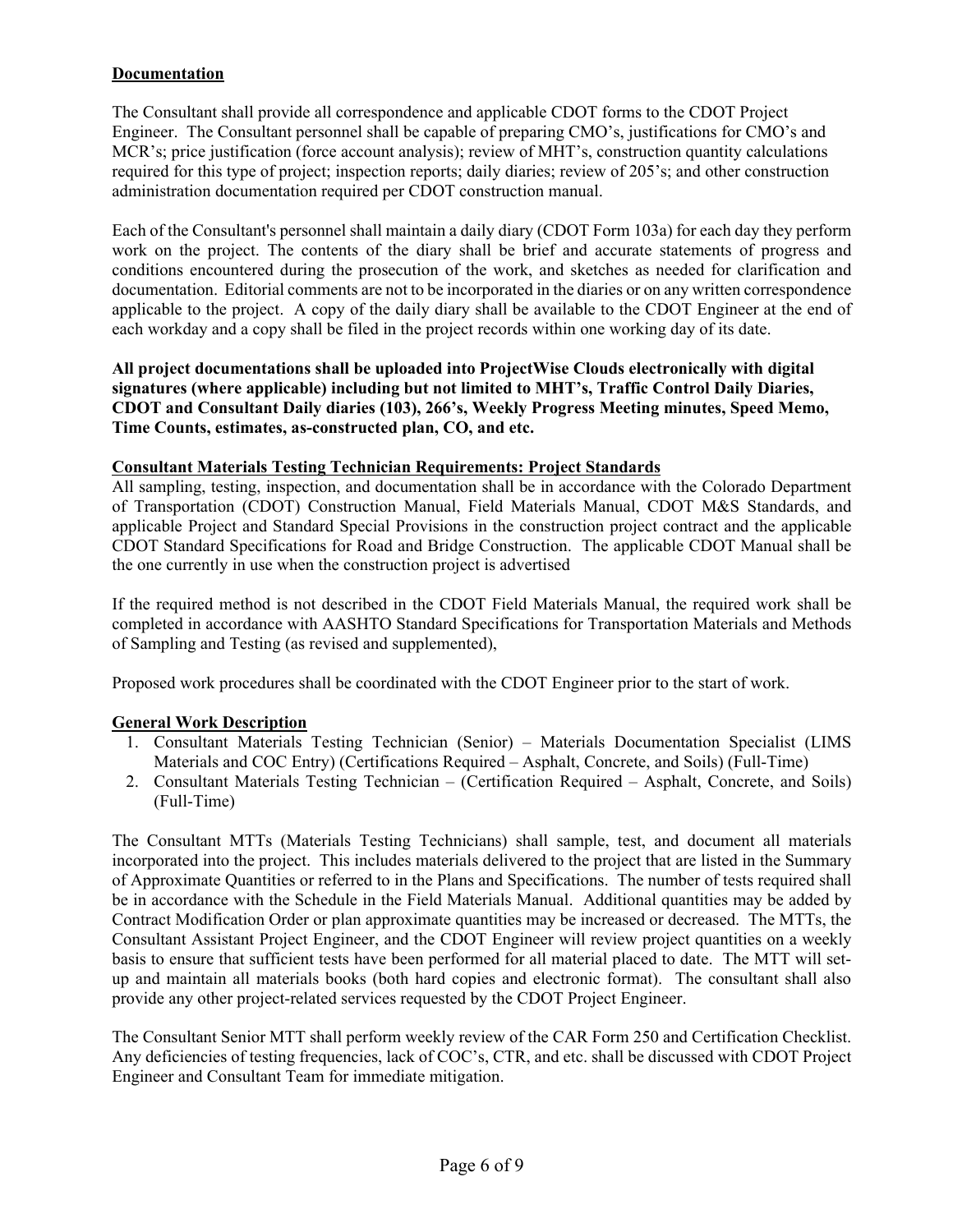**Documentation**

The Consultant shall provide all correspondence and applicable CDOT forms to the CDOT Project Engineer. The Consultant personnel shall be capable of preparing CMO's, justifications for CMO's and MCR's; price justification (force account analysis); review of MHT's, construction quantity calculations required for this type of project; inspection reports; daily diaries; review of 205's; and other construction administration documentation required per CDOT construction manual.

Each of the Consultant's personnel shall maintain a daily diary (CDOT Form 103a) for each day they perform work on the project. The contents of the diary shall be brief and accurate statements of progress and conditions encountered during the prosecution of the work, and sketches as needed for clarification and documentation. Editorial comments are not to be incorporated in the diaries or on any written correspondence applicable to the project. A copy of the daily diary shall be available to the CDOT Engineer at the end of each workday and a copy shall be filed in the project records within one working day of its date.

**All project documentations shall be uploaded into ProjectWise Clouds electronically with digital signatures (where applicable) including but not limited to MHT's, Traffic Control Daily Diaries, CDOT and Consultant Daily diaries (103), 266's, Weekly Progress Meeting minutes, Speed Memo, Time Counts, estimates, as-constructed plan, CO, and etc.**

**Consultant Materials Testing Technician Requirements: Project Standards**

All sampling, testing, inspection, and documentation shall be in accordance with the Colorado Department of Transportation (CDOT) Construction Manual, Field Materials Manual, CDOT M&S Standards, and applicable Project and Standard Special Provisions in the construction project contract and the applicable CDOT Standard Specifications for Road and Bridge Construction. The applicable CDOT Manual shall be the one currently in use when the construction project is advertised

If the required method is not described in the CDOT Field Materials Manual, the required work shall be completed in accordance with AASHTO Standard Specifications for Transportation Materials and Methods of Sampling and Testing (as revised and supplemented),

Proposed work procedures shall be coordinated with the CDOT Engineer prior to the start of work.

**General Work Description**

1. Consultant Materials Testing Technician (Senior) – Materials Documentation Specialist (LIMS Materials and COC Entry) (Certifications Required – Asphalt, Concrete, and Soils) (Full-Time)
2. Consultant Materials Testing Technician – (Certification Required – Asphalt, Concrete, and Soils) (Full-Time)

The Consultant MTTs (Materials Testing Technicians) shall sample, test, and document all materials incorporated into the project. This includes materials delivered to the project that are listed in the Summary of Approximate Quantities or referred to in the Plans and Specifications. The number of tests required shall be in accordance with the Schedule in the Field Materials Manual. Additional quantities may be added by Contract Modification Order or plan approximate quantities may be increased or decreased. The MTTs, the Consultant Assistant Project Engineer, and the CDOT Engineer will review project quantities on a weekly basis to ensure that sufficient tests have been performed for all material placed to date. The MTT will set-up and maintain all materials books (both hard copies and electronic format). The consultant shall also provide any other project-related services requested by the CDOT Project Engineer.

The Consultant Senior MTT shall perform weekly review of the CAR Form 250 and Certification Checklist. Any deficiencies of testing frequencies, lack of COC's, CTR, and etc. shall be discussed with CDOT Project Engineer and Consultant Team for immediate mitigation.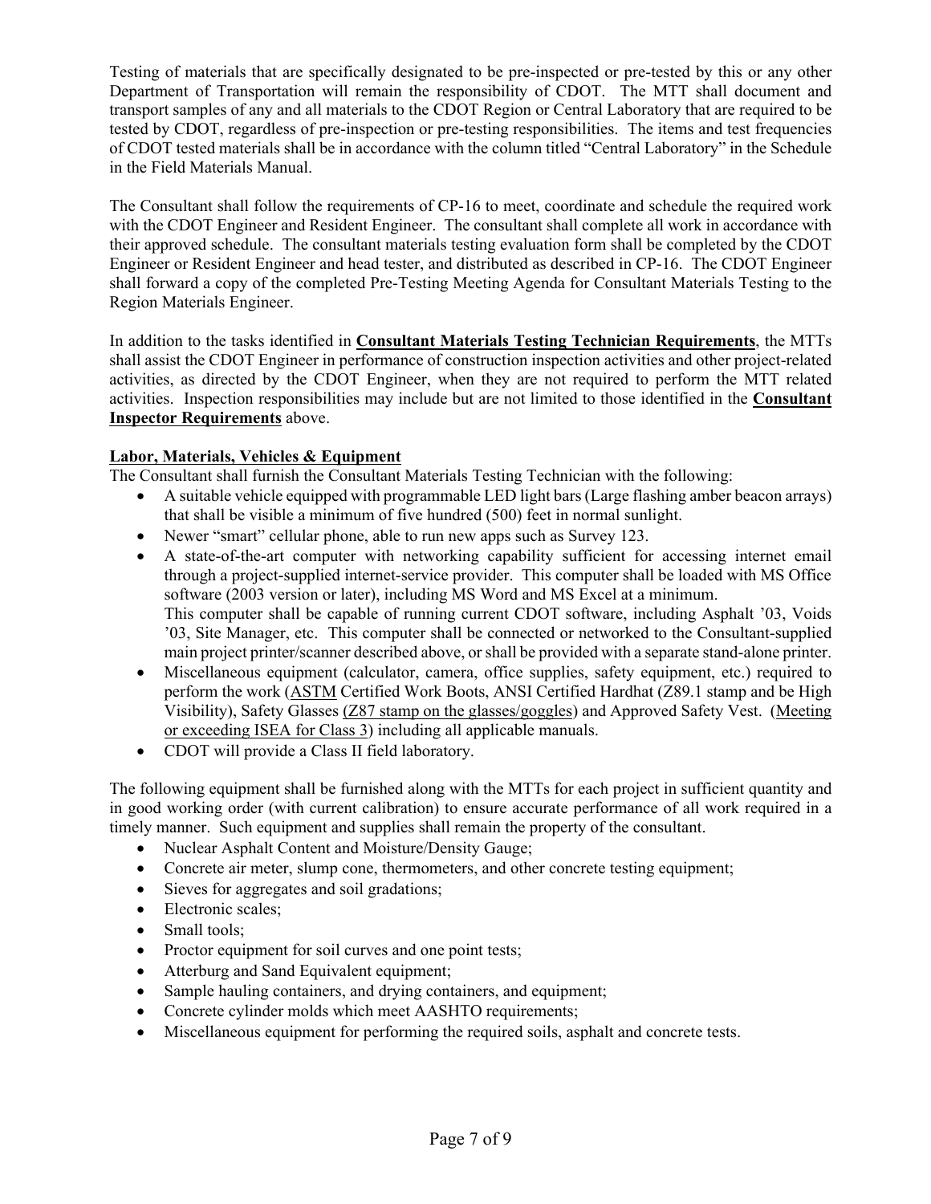Testing of materials that are specifically designated to be pre-inspected or pre-tested by this or any other Department of Transportation will remain the responsibility of CDOT. The MTT shall document and transport samples of any and all materials to the CDOT Region or Central Laboratory that are required to be tested by CDOT, regardless of pre-inspection or pre-testing responsibilities. The items and test frequencies of CDOT tested materials shall be in accordance with the column titled "Central Laboratory" in the Schedule in the Field Materials Manual.

The Consultant shall follow the requirements of CP-16 to meet, coordinate and schedule the required work with the CDOT Engineer and Resident Engineer. The consultant shall complete all work in accordance with their approved schedule. The consultant materials testing evaluation form shall be completed by the CDOT Engineer or Resident Engineer and head tester, and distributed as described in CP-16. The CDOT Engineer shall forward a copy of the completed Pre-Testing Meeting Agenda for Consultant Materials Testing to the Region Materials Engineer.

In addition to the tasks identified in **Consultant Materials Testing Technician Requirements**, the MTTs shall assist the CDOT Engineer in performance of construction inspection activities and other project-related activities, as directed by the CDOT Engineer, when they are not required to perform the MTT related activities. Inspection responsibilities may include but are not limited to those identified in the **Consultant Inspector Requirements** above.

**Labor, Materials, Vehicles & Equipment**

The Consultant shall furnish the Consultant Materials Testing Technician with the following:

- A suitable vehicle equipped with programmable LED light bars (Large flashing amber beacon arrays) that shall be visible a minimum of five hundred (500) feet in normal sunlight.
- Newer "smart" cellular phone, able to run new apps such as Survey 123.
- A state-of-the-art computer with networking capability sufficient for accessing internet email through a project-supplied internet-service provider. This computer shall be loaded with MS Office software (2003 version or later), including MS Word and MS Excel at a minimum. This computer shall be capable of running current CDOT software, including Asphalt '03, Voids '03, Site Manager, etc. This computer shall be connected or networked to the Consultant-supplied main project printer/scanner described above, or shall be provided with a separate stand-alone printer.
- Miscellaneous equipment (calculator, camera, office supplies, safety equipment, etc.) required to perform the work (ASTM Certified Work Boots, ANSI Certified Hardhat (Z89.1 stamp and be High Visibility), Safety Glasses (Z87 stamp on the glasses/goggles) and Approved Safety Vest. (Meeting or exceeding ISEA for Class 3) including all applicable manuals.
- CDOT will provide a Class II field laboratory.

The following equipment shall be furnished along with the MTTs for each project in sufficient quantity and in good working order (with current calibration) to ensure accurate performance of all work required in a timely manner. Such equipment and supplies shall remain the property of the consultant.

- Nuclear Asphalt Content and Moisture/Density Gauge;
- Concrete air meter, slump cone, thermometers, and other concrete testing equipment;
- Sieves for aggregates and soil gradations;
- Electronic scales;
- Small tools;
- Proctor equipment for soil curves and one point tests;
- Atterburg and Sand Equivalent equipment;
- Sample hauling containers, and drying containers, and equipment;
- Concrete cylinder molds which meet AASHTO requirements;
- Miscellaneous equipment for performing the required soils, asphalt and concrete tests.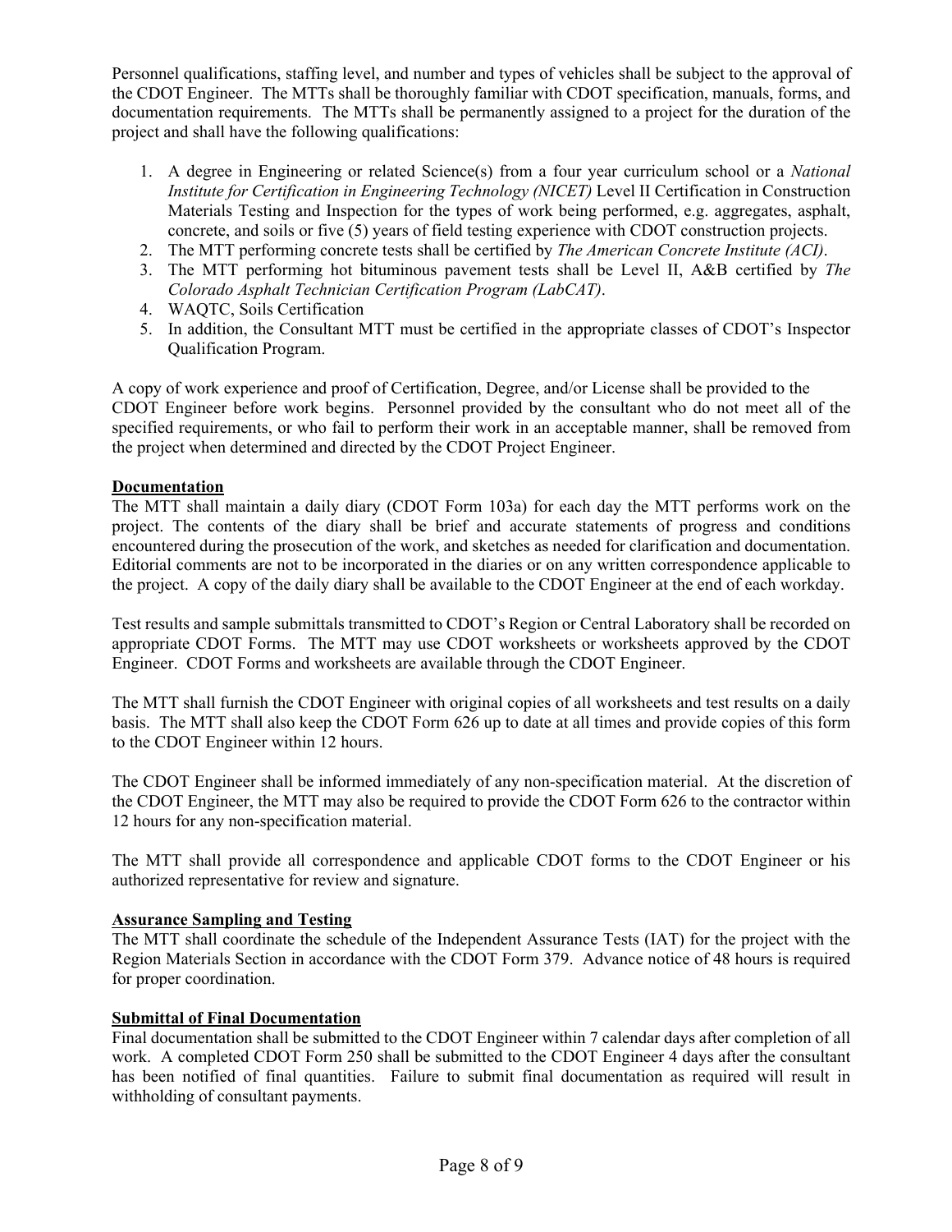Personnel qualifications, staffing level, and number and types of vehicles shall be subject to the approval of the CDOT Engineer. The MTTs shall be thoroughly familiar with CDOT specification, manuals, forms, and documentation requirements. The MTTs shall be permanently assigned to a project for the duration of the project and shall have the following qualifications:

1. A degree in Engineering or related Science(s) from a four year curriculum school or a *National Institute for Certification in Engineering Technology (NICET)* Level II Certification in Construction Materials Testing and Inspection for the types of work being performed, e.g. aggregates, asphalt, concrete, and soils or five (5) years of field testing experience with CDOT construction projects.
2. The MTT performing concrete tests shall be certified by *The American Concrete Institute (ACI)*.
3. The MTT performing hot bituminous pavement tests shall be Level II, A&B certified by *The Colorado Asphalt Technician Certification Program (LabCAT)*.
4. WAQTC, Soils Certification
5. In addition, the Consultant MTT must be certified in the appropriate classes of CDOT's Inspector Qualification Program.

A copy of work experience and proof of Certification, Degree, and/or License shall be provided to the CDOT Engineer before work begins. Personnel provided by the consultant who do not meet all of the specified requirements, or who fail to perform their work in an acceptable manner, shall be removed from the project when determined and directed by the CDOT Project Engineer.

**Documentation**

The MTT shall maintain a daily diary (CDOT Form 103a) for each day the MTT performs work on the project. The contents of the diary shall be brief and accurate statements of progress and conditions encountered during the prosecution of the work, and sketches as needed for clarification and documentation. Editorial comments are not to be incorporated in the diaries or on any written correspondence applicable to the project. A copy of the daily diary shall be available to the CDOT Engineer at the end of each workday.

Test results and sample submittals transmitted to CDOT's Region or Central Laboratory shall be recorded on appropriate CDOT Forms. The MTT may use CDOT worksheets or worksheets approved by the CDOT Engineer. CDOT Forms and worksheets are available through the CDOT Engineer.

The MTT shall furnish the CDOT Engineer with original copies of all worksheets and test results on a daily basis. The MTT shall also keep the CDOT Form 626 up to date at all times and provide copies of this form to the CDOT Engineer within 12 hours.

The CDOT Engineer shall be informed immediately of any non-specification material. At the discretion of the CDOT Engineer, the MTT may also be required to provide the CDOT Form 626 to the contractor within 12 hours for any non-specification material.

The MTT shall provide all correspondence and applicable CDOT forms to the CDOT Engineer or his authorized representative for review and signature.

**Assurance Sampling and Testing**

The MTT shall coordinate the schedule of the Independent Assurance Tests (IAT) for the project with the Region Materials Section in accordance with the CDOT Form 379. Advance notice of 48 hours is required for proper coordination.

**Submittal of Final Documentation**

Final documentation shall be submitted to the CDOT Engineer within 7 calendar days after completion of all work. A completed CDOT Form 250 shall be submitted to the CDOT Engineer 4 days after the consultant has been notified of final quantities. Failure to submit final documentation as required will result in withholding of consultant payments.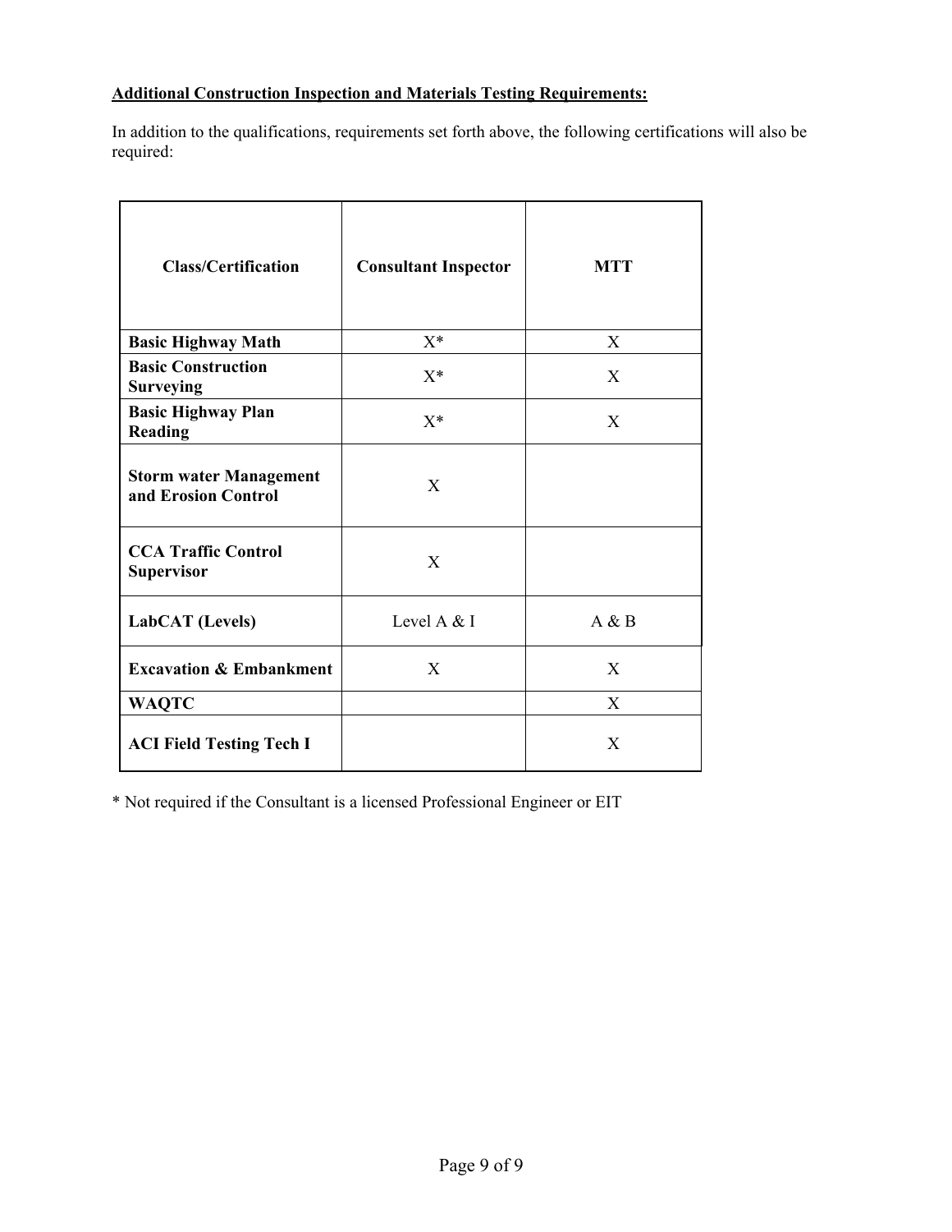**Additional Construction Inspection and Materials Testing Requirements:**

In addition to the qualifications, requirements set forth above, the following certifications will also be required:

| Class/Certification | Consultant Inspector | MTT |
|---|---|---|
| **Basic Highway Math** | X* | X |
| **Basic Construction Surveying** | X* | X |
| **Basic Highway Plan Reading** | X* | X |
| **Storm water Management and Erosion Control** | X | |
| **CCA Traffic Control Supervisor** | X | |
| **LabCAT (Levels)** | Level A & I | A & B |
| **Excavation & Embankment** | X | X |
| **WAQTC** | | X |
| **ACI Field Testing Tech I** | | X |

* Not required if the Consultant is a licensed Professional Engineer or EIT